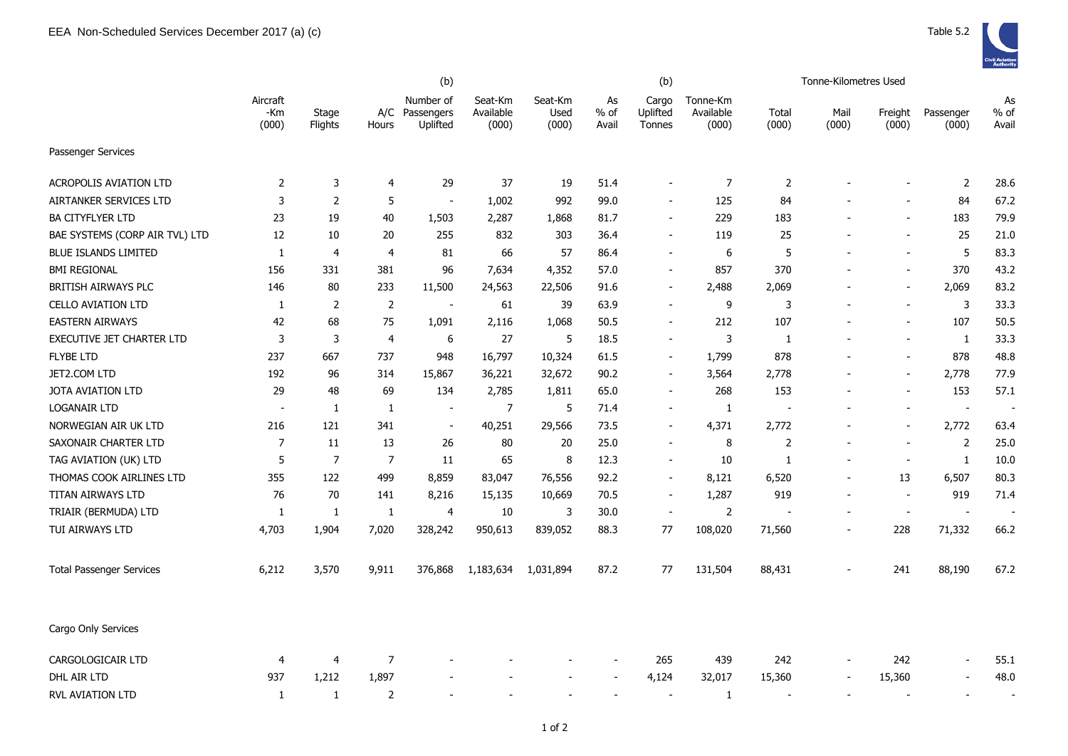# EEA Non-Scheduled Services December 2017 (a) (c)

Table 5.2

| | Aircraft -Km (000) | Stage Flights | A/C Hours | (b) Number of Passengers Uplifted | Seat-Km Available (000) | Seat-Km Used (000) | As % of Avail | (b) Cargo Uplifted Tonnes | Tonne-Km Available (000) | Tonne-Kilometres Used Total (000) | Mail (000) | Freight (000) | Passenger (000) | As % of Avail |
|---|---|---|---|---|---|---|---|---|---|---|---|---|---|---|
| **Passenger Services** | | | | | | | | | | | | | | |
| ACROPOLIS AVIATION LTD | 2 | 3 | 4 | 29 | 37 | 19 | 51.4 | - | 7 | 2 | - | - | 2 | 28.6 |
| AIRTANKER SERVICES LTD | 3 | 2 | 5 | - | 1,002 | 992 | 99.0 | - | 125 | 84 | - | - | 84 | 67.2 |
| BA CITYFLYER LTD | 23 | 19 | 40 | 1,503 | 2,287 | 1,868 | 81.7 | - | 229 | 183 | - | - | 183 | 79.9 |
| BAE SYSTEMS (CORP AIR TVL) LTD | 12 | 10 | 20 | 255 | 832 | 303 | 36.4 | - | 119 | 25 | - | - | 25 | 21.0 |
| BLUE ISLANDS LIMITED | 1 | 4 | 4 | 81 | 66 | 57 | 86.4 | - | 6 | 5 | - | - | 5 | 83.3 |
| BMI REGIONAL | 156 | 331 | 381 | 96 | 7,634 | 4,352 | 57.0 | - | 857 | 370 | - | - | 370 | 43.2 |
| BRITISH AIRWAYS PLC | 146 | 80 | 233 | 11,500 | 24,563 | 22,506 | 91.6 | - | 2,488 | 2,069 | - | - | 2,069 | 83.2 |
| CELLO AVIATION LTD | 1 | 2 | 2 | - | 61 | 39 | 63.9 | - | 9 | 3 | - | - | 3 | 33.3 |
| EASTERN AIRWAYS | 42 | 68 | 75 | 1,091 | 2,116 | 1,068 | 50.5 | - | 212 | 107 | - | - | 107 | 50.5 |
| EXECUTIVE JET CHARTER LTD | 3 | 3 | 4 | 6 | 27 | 5 | 18.5 | - | 3 | 1 | - | - | 1 | 33.3 |
| FLYBE LTD | 237 | 667 | 737 | 948 | 16,797 | 10,324 | 61.5 | - | 1,799 | 878 | - | - | 878 | 48.8 |
| JET2.COM LTD | 192 | 96 | 314 | 15,867 | 36,221 | 32,672 | 90.2 | - | 3,564 | 2,778 | - | - | 2,778 | 77.9 |
| JOTA AVIATION LTD | 29 | 48 | 69 | 134 | 2,785 | 1,811 | 65.0 | - | 268 | 153 | - | - | 153 | 57.1 |
| LOGANAIR LTD | - | 1 | 1 | - | 7 | 5 | 71.4 | - | 1 | - | - | - | - | - |
| NORWEGIAN AIR UK LTD | 216 | 121 | 341 | - | 40,251 | 29,566 | 73.5 | - | 4,371 | 2,772 | - | - | 2,772 | 63.4 |
| SAXONAIR CHARTER LTD | 7 | 11 | 13 | 26 | 80 | 20 | 25.0 | - | 8 | 2 | - | - | 2 | 25.0 |
| TAG AVIATION (UK) LTD | 5 | 7 | 7 | 11 | 65 | 8 | 12.3 | - | 10 | 1 | - | - | 1 | 10.0 |
| THOMAS COOK AIRLINES LTD | 355 | 122 | 499 | 8,859 | 83,047 | 76,556 | 92.2 | - | 8,121 | 6,520 | - | 13 | 6,507 | 80.3 |
| TITAN AIRWAYS LTD | 76 | 70 | 141 | 8,216 | 15,135 | 10,669 | 70.5 | - | 1,287 | 919 | - | - | 919 | 71.4 |
| TRIAIR (BERMUDA) LTD | 1 | 1 | 1 | 4 | 10 | 3 | 30.0 | - | 2 | - | - | - | - | - |
| TUI AIRWAYS LTD | 4,703 | 1,904 | 7,020 | 328,242 | 950,613 | 839,052 | 88.3 | 77 | 108,020 | 71,560 | - | 228 | 71,332 | 66.2 |
| Total Passenger Services | 6,212 | 3,570 | 9,911 | 376,868 | 1,183,634 | 1,031,894 | 87.2 | 77 | 131,504 | 88,431 | - | 241 | 88,190 | 67.2 |
| **Cargo Only Services** | | | | | | | | | | | | | | |
| CARGOLOGICAIR LTD | 4 | 4 | 7 | - | - | - | - | 265 | 439 | 242 | - | 242 | - | 55.1 |
| DHL AIR LTD | 937 | 1,212 | 1,897 | - | - | - | - | 4,124 | 32,017 | 15,360 | - | 15,360 | - | 48.0 |
| RVL AVIATION LTD | 1 | 1 | 2 | - | - | - | - | - | 1 | - | - | - | - | - |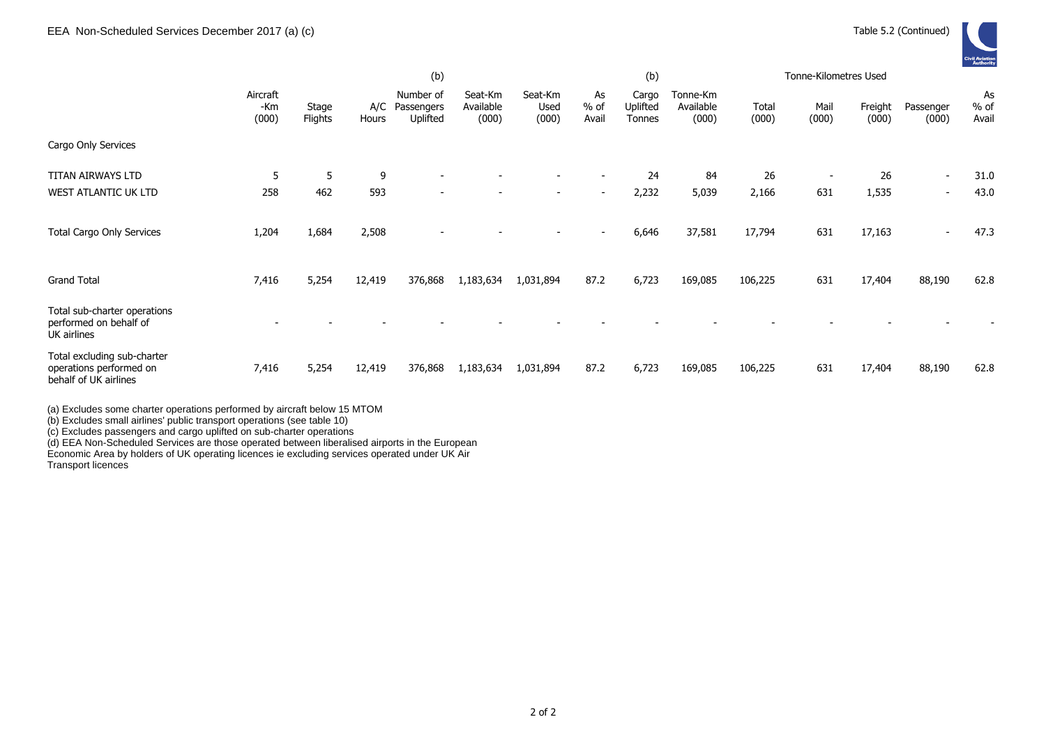EEA Non-Scheduled Services December 2017 (a) (c)

Table 5.2 (Continued)

| | Aircraft -Km (000) | Stage Flights | A/C Hours | (b) Number of Passengers Uplifted | Seat-Km Available (000) | Seat-Km Used (000) | As % of Avail | (b) Cargo Uplifted Tonnes | Tonne-Km Available (000) | Tonne-Kilometres Used Total (000) | Mail (000) | Freight (000) | Passenger (000) | As % of Avail |
|---|---|---|---|---|---|---|---|---|---|---|---|---|---|---|
| **Cargo Only Services** | | | | | | | | | | | | | | |
| TITAN AIRWAYS LTD | 5 | 5 | 9 | - | - | - | - | 24 | 84 | 26 | - | 26 | - | 31.0 |
| WEST ATLANTIC UK LTD | 258 | 462 | 593 | - | - | - | - | 2,232 | 5,039 | 2,166 | 631 | 1,535 | - | 43.0 |
| Total Cargo Only Services | 1,204 | 1,684 | 2,508 | - | - | - | - | 6,646 | 37,581 | 17,794 | 631 | 17,163 | - | 47.3 |
| Grand Total | 7,416 | 5,254 | 12,419 | 376,868 | 1,183,634 | 1,031,894 | 87.2 | 6,723 | 169,085 | 106,225 | 631 | 17,404 | 88,190 | 62.8 |
| Total sub-charter operations performed on behalf of UK airlines | - | - | - | - | - | - | - | - | - | - | - | - | - | - |
| Total excluding sub-charter operations performed on behalf of UK airlines | 7,416 | 5,254 | 12,419 | 376,868 | 1,183,634 | 1,031,894 | 87.2 | 6,723 | 169,085 | 106,225 | 631 | 17,404 | 88,190 | 62.8 |

(a) Excludes some charter operations performed by aircraft below 15 MTOM
(b) Excludes small airlines' public transport operations (see table 10)
(c) Excludes passengers and cargo uplifted on sub-charter operations
(d) EEA Non-Scheduled Services are those operated between liberalised airports in the European Economic Area by holders of UK operating licences ie excluding services operated under UK Air Transport licences